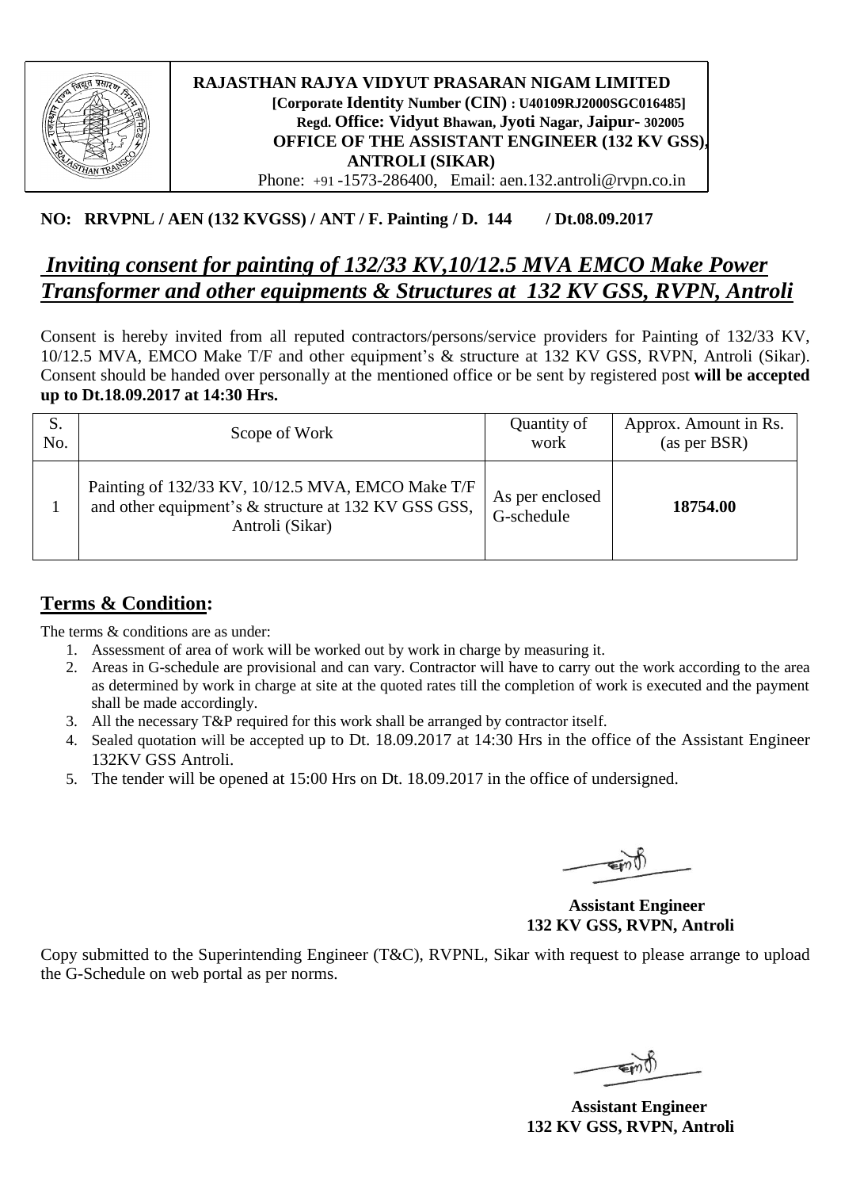**RAJASTHAN RAJYA VIDYUT PRASARAN NIGAM LIMITED**
**[Corporate Identity Number (CIN) : U40109RJ2000SGC016485]**
**Regd. Office: Vidyut Bhawan, Jyoti Nagar, Jaipur- 302005**
**OFFICE OF THE ASSISTANT ENGINEER (132 KV GSS), ANTROLI (SIKAR)**
Phone: +91 -1573-286400, Email: aen.132.antroli@rvpn.co.in

**NO: RRVPNL / AEN (132 KVGSS) / ANT / F. Painting / D. 144 / Dt.08.09.2017**

## ***Inviting consent for painting of 132/33 KV,10/12.5 MVA EMCO Make Power Transformer and other equipments & Structures at 132 KV GSS, RVPN, Antroli***

Consent is hereby invited from all reputed contractors/persons/service providers for Painting of 132/33 KV, 10/12.5 MVA, EMCO Make T/F and other equipment's & structure at 132 KV GSS, RVPN, Antroli (Sikar). Consent should be handed over personally at the mentioned office or be sent by registered post **will be accepted up to Dt.18.09.2017 at 14:30 Hrs.**

| S. No. | Scope of Work | Quantity of work | Approx. Amount in Rs. (as per BSR) |
|---|---|---|---|
| 1 | Painting of 132/33 KV, 10/12.5 MVA, EMCO Make T/F and other equipment's & structure at 132 KV GSS GSS, Antroli (Sikar) | As per enclosed G-schedule | **18754.00** |

## **Terms & Condition:**

The terms & conditions are as under:

1. Assessment of area of work will be worked out by work in charge by measuring it.
2. Areas in G-schedule are provisional and can vary. Contractor will have to carry out the work according to the area as determined by work in charge at site at the quoted rates till the completion of work is executed and the payment shall be made accordingly.
3. All the necessary T&P required for this work shall be arranged by contractor itself.
4. Sealed quotation will be accepted up to Dt. 18.09.2017 at 14:30 Hrs in the office of the Assistant Engineer 132KV GSS Antroli.
5. The tender will be opened at 15:00 Hrs on Dt. 18.09.2017 in the office of undersigned.

**Assistant Engineer**
**132 KV GSS, RVPN, Antroli**

Copy submitted to the Superintending Engineer (T&C), RVPNL, Sikar with request to please arrange to upload the G-Schedule on web portal as per norms.

**Assistant Engineer**
**132 KV GSS, RVPN, Antroli**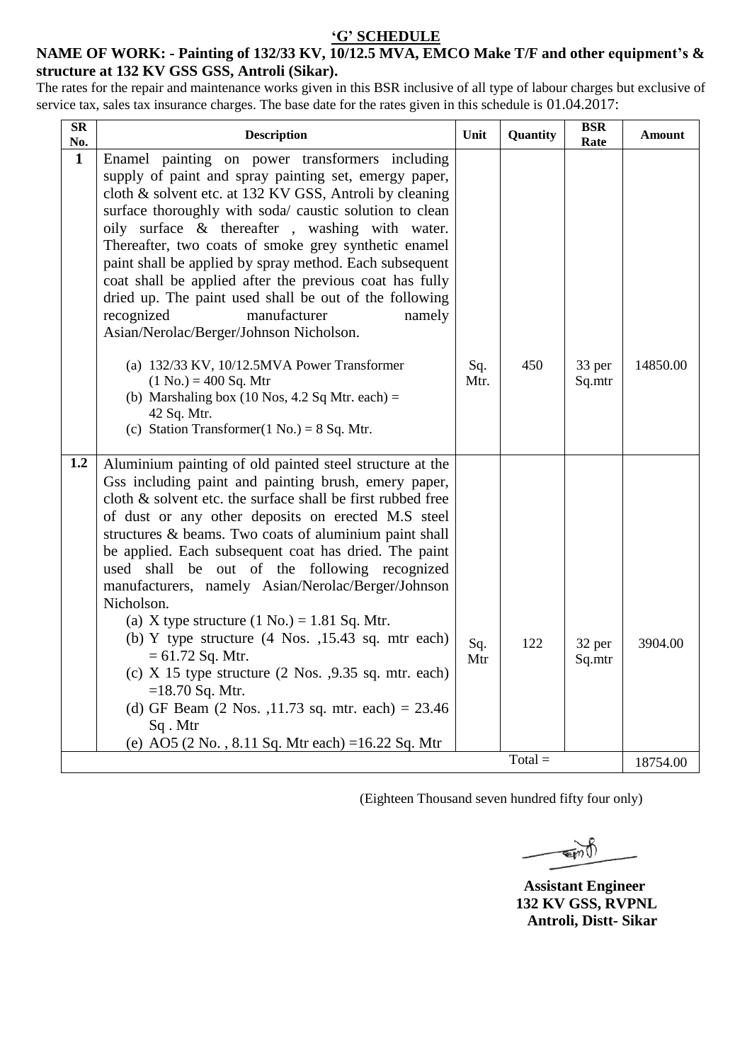## 'G' SCHEDULE

**NAME OF WORK: - Painting of 132/33 KV, 10/12.5 MVA, EMCO Make T/F and other equipment's & structure at 132 KV GSS GSS, Antroli (Sikar).**

The rates for the repair and maintenance works given in this BSR inclusive of all type of labour charges but exclusive of service tax, sales tax insurance charges. The base date for the rates given in this schedule is 01.04.2017:

| SR No. | Description | Unit | Quantity | BSR Rate | Amount |
|---|---|---|---|---|---|
| 1 | Enamel painting on power transformers including supply of paint and spray painting set, emergy paper, cloth & solvent etc. at 132 KV GSS, Antroli by cleaning surface thoroughly with soda/ caustic solution to clean oily surface & thereafter , washing with water. Thereafter, two coats of smoke grey synthetic enamel paint shall be applied by spray method. Each subsequent coat shall be applied after the previous coat has fully dried up. The paint used shall be out of the following recognized manufacturer namely Asian/Nerolac/Berger/Johnson Nicholson.<br>(a) 132/33 KV, 10/12.5MVA Power Transformer (1 No.) = 400 Sq. Mtr<br>(b) Marshaling box (10 Nos, 4.2 Sq Mtr. each) = 42 Sq. Mtr.<br>(c) Station Transformer(1 No.) = 8 Sq. Mtr. | Sq. Mtr. | 450 | 33 per Sq.mtr | 14850.00 |
| 1.2 | Aluminium painting of old painted steel structure at the Gss including paint and painting brush, emery paper, cloth & solvent etc. the surface shall be first rubbed free of dust or any other deposits on erected M.S steel structures & beams. Two coats of aluminium paint shall be applied. Each subsequent coat has dried. The paint used shall be out of the following recognized manufacturers, namely Asian/Nerolac/Berger/Johnson Nicholson.<br>(a) X type structure (1 No.) = 1.81 Sq. Mtr.<br>(b) Y type structure (4 Nos. ,15.43 sq. mtr each) = 61.72 Sq. Mtr.<br>(c) X 15 type structure (2 Nos. ,9.35 sq. mtr. each) =18.70 Sq. Mtr.<br>(d) GF Beam (2 Nos. ,11.73 sq. mtr. each) = 23.46 Sq . Mtr<br>(e) AO5 (2 No. , 8.11 Sq. Mtr each) =16.22 Sq. Mtr | Sq. Mtr | 122 | 32 per Sq.mtr | 3904.00 |
| | | | Total = | | 18754.00 |

(Eighteen Thousand seven hundred fifty four only)

**Assistant Engineer**
**132 KV GSS, RVPNL**
**Antroli, Distt- Sikar**